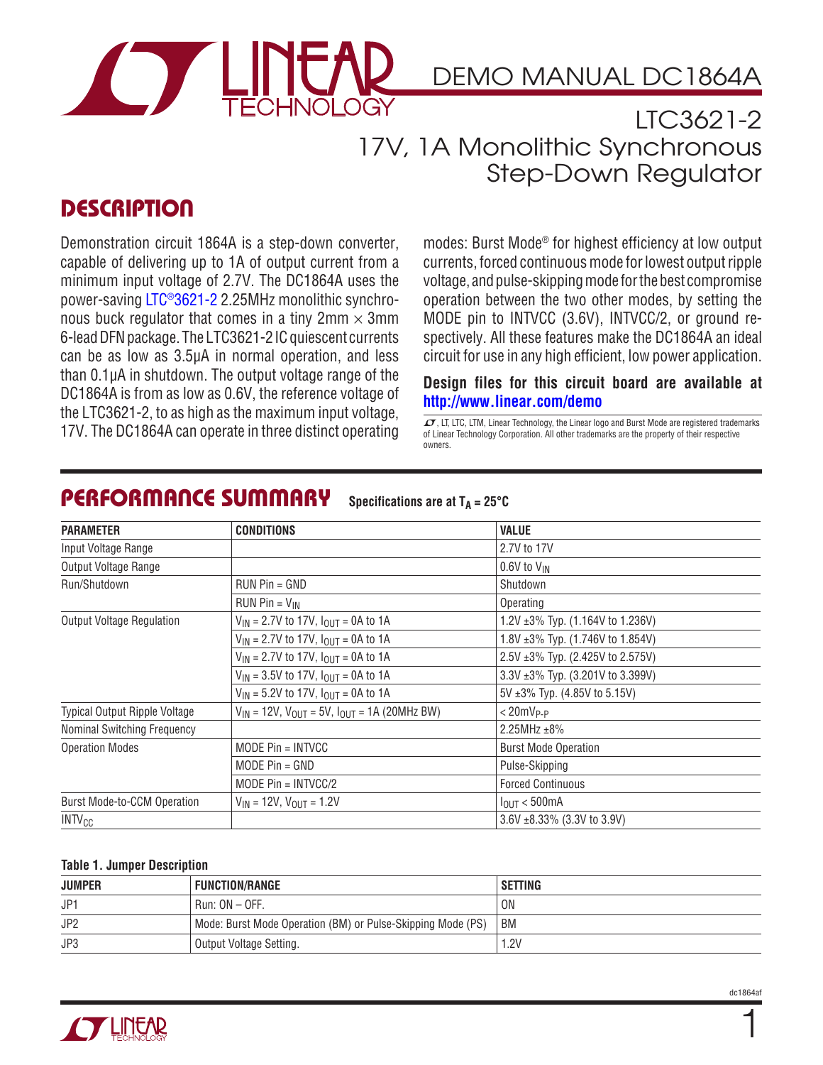# DEMO MANUAL DC1864A

## LTC3621-2 17V, 1A Monolithic Synchronous Step-Down Regulator

## DESCRIPTION

Demonstration circuit 1864A is a step-down converter, capable of delivering up to 1A of output current from a minimum input voltage of 2.7V. The DC1864A uses the power-saving LTC®3621-2 2.25MHz monolithic synchronous buck regulator that comes in a tiny 2mm × 3mm 6-lead DFN package. The LTC3621-2 IC quiescent currents can be as low as 3.5µA in normal operation, and less than 0.1µA in shutdown. The output voltage range of the DC1864A is from as low as 0.6V, the reference voltage of the LTC3621-2, to as high as the maximum input voltage, 17V. The DC1864A can operate in three distinct operating modes: Burst Mode® for highest efficiency at low output currents, forced continuous mode for lowest output ripple voltage, and pulse-skipping mode for the best compromise operation between the two other modes, by setting the MODE pin to INTVCC (3.6V), INTVCC/2, or ground respectively. All these features make the DC1864A an ideal circuit for use in any high efficient, low power application.

**Design files for this circuit board are available at http://www.linear.com/demo**

LT, LTC, LTM, Linear Technology, the Linear logo and Burst Mode are registered trademarks of Linear Technology Corporation. All other trademarks are the property of their respective owners.

## PERFORMANCE SUMMARY

Specifications are at $T_A = 25°C$

| PARAMETER | CONDITIONS | VALUE |
|---|---|---|
| Input Voltage Range | | 2.7V to 17V |
| Output Voltage Range | | 0.6V to $V_{IN}$ |
| Run/Shutdown | RUN Pin = GND | Shutdown |
| | RUN Pin = $V_{IN}$ | Operating |
| Output Voltage Regulation | $V_{IN}$ = 2.7V to 17V, $I_{OUT}$ = 0A to 1A | 1.2V ±3% Typ. (1.164V to 1.236V) |
| | $V_{IN}$ = 2.7V to 17V, $I_{OUT}$ = 0A to 1A | 1.8V ±3% Typ. (1.746V to 1.854V) |
| | $V_{IN}$ = 2.7V to 17V, $I_{OUT}$ = 0A to 1A | 2.5V ±3% Typ. (2.425V to 2.575V) |
| | $V_{IN}$ = 3.5V to 17V, $I_{OUT}$ = 0A to 1A | 3.3V ±3% Typ. (3.201V to 3.399V) |
| | $V_{IN}$ = 5.2V to 17V, $I_{OUT}$ = 0A to 1A | 5V ±3% Typ. (4.85V to 5.15V) |
| Typical Output Ripple Voltage | $V_{IN}$ = 12V, $V_{OUT}$ = 5V, $I_{OUT}$ = 1A (20MHz BW) | < $20mV_{P-P}$ |
| Nominal Switching Frequency | | 2.25MHz ±8% |
| Operation Modes | MODE Pin = INTVCC | Burst Mode Operation |
| | MODE Pin = GND | Pulse-Skipping |
| | MODE Pin = INTVCC/2 | Forced Continuous |
| Burst Mode-to-CCM Operation | $V_{IN}$ = 12V, $V_{OUT}$ = 1.2V | $I_{OUT}$ < 500mA |
| $INTV_{CC}$ | | 3.6V ±8.33% (3.3V to 3.9V) |

**Table 1. Jumper Description**

| JUMPER | FUNCTION/RANGE | SETTING |
|---|---|---|
| JP1 | Run: ON – OFF. | ON |
| JP2 | Mode: Burst Mode Operation (BM) or Pulse-Skipping Mode (PS) | BM |
| JP3 | Output Voltage Setting. | 1.2V |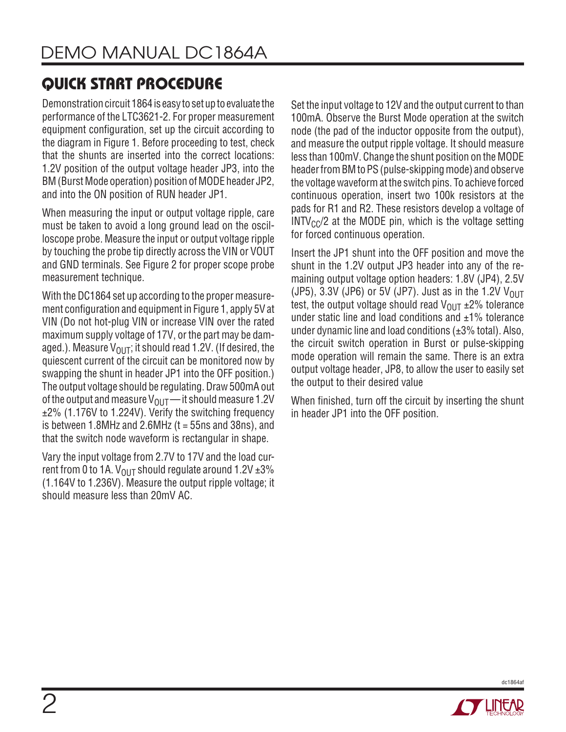## QUICK START PROCEDURE

Demonstration circuit 1864 is easy to set up to evaluate the performance of the LTC3621-2. For proper measurement equipment configuration, set up the circuit according to the diagram in Figure 1. Before proceeding to test, check that the shunts are inserted into the correct locations: 1.2V position of the output voltage header JP3, into the BM (Burst Mode operation) position of MODE header JP2, and into the ON position of RUN header JP1.

When measuring the input or output voltage ripple, care must be taken to avoid a long ground lead on the oscilloscope probe. Measure the input or output voltage ripple by touching the probe tip directly across the VIN or VOUT and GND terminals. See Figure 2 for proper scope probe measurement technique.

With the DC1864 set up according to the proper measurement configuration and equipment in Figure 1, apply 5V at VIN (Do not hot-plug VIN or increase VIN over the rated maximum supply voltage of 17V, or the part may be damaged.). Measure $V_{OUT}$; it should read 1.2V. (If desired, the quiescent current of the circuit can be monitored now by swapping the shunt in header JP1 into the OFF position.) The output voltage should be regulating. Draw 500mA out of the output and measure $V_{OUT}$ — it should measure 1.2V ±2% (1.176V to 1.224V). Verify the switching frequency is between 1.8MHz and 2.6MHz (t = 55ns and 38ns), and that the switch node waveform is rectangular in shape.

Vary the input voltage from 2.7V to 17V and the load current from 0 to 1A. $V_{OUT}$ should regulate around 1.2V ±3% (1.164V to 1.236V). Measure the output ripple voltage; it should measure less than 20mV AC.

Set the input voltage to 12V and the output current to than 100mA. Observe the Burst Mode operation at the switch node (the pad of the inductor opposite from the output), and measure the output ripple voltage. It should measure less than 100mV. Change the shunt position on the MODE header from BM to PS (pulse-skipping mode) and observe the voltage waveform at the switch pins. To achieve forced continuous operation, insert two 100k resistors at the pads for R1 and R2. These resistors develop a voltage of $INTV_{CC}/2$ at the MODE pin, which is the voltage setting for forced continuous operation.

Insert the JP1 shunt into the OFF position and move the shunt in the 1.2V output JP3 header into any of the remaining output voltage option headers: 1.8V (JP4), 2.5V (JP5), 3.3V (JP6) or 5V (JP7). Just as in the 1.2V $V_{OUT}$ test, the output voltage should read $V_{OUT}$ ±2% tolerance under static line and load conditions and ±1% tolerance under dynamic line and load conditions (±3% total). Also, the circuit switch operation in Burst or pulse-skipping mode operation will remain the same. There is an extra output voltage header, JP8, to allow the user to easily set the output to their desired value

When finished, turn off the circuit by inserting the shunt in header JP1 into the OFF position.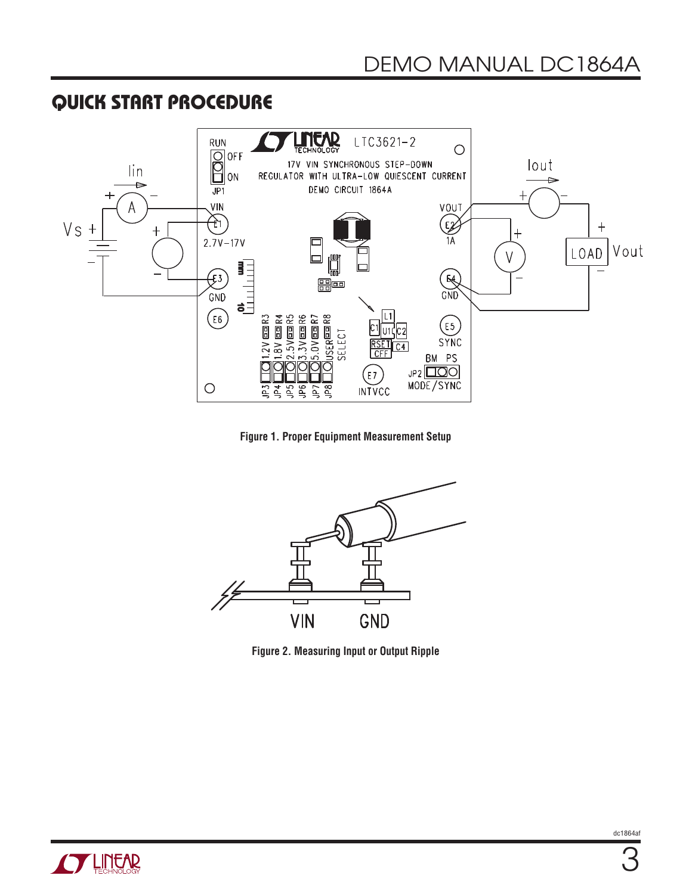## QUICK START PROCEDURE

Figure 1. Proper Equipment Measurement Setup

Figure 2. Measuring Input or Output Ripple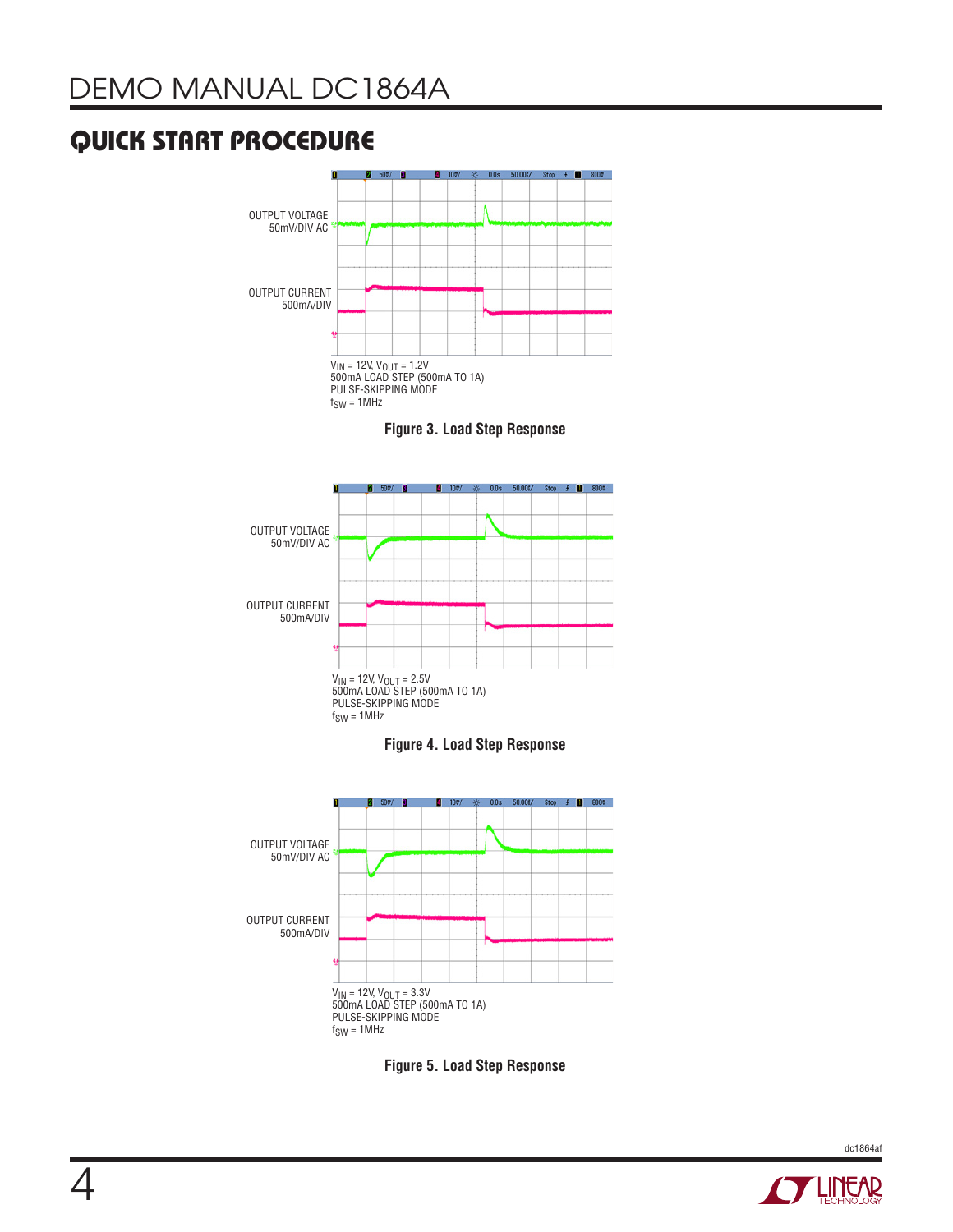## QUICK START PROCEDURE

OUTPUT VOLTAGE 50mV/DIV AC

OUTPUT CURRENT 500mA/DIV

$V_{IN}$ = 12V, $V_{OUT}$ = 1.2V
500mA LOAD STEP (500mA TO 1A)
PULSE-SKIPPING MODE
$f_{SW}$ = 1MHz

**Figure 3. Load Step Response**

OUTPUT VOLTAGE 50mV/DIV AC

OUTPUT CURRENT 500mA/DIV

$V_{IN}$ = 12V, $V_{OUT}$ = 2.5V
500mA LOAD STEP (500mA TO 1A)
PULSE-SKIPPING MODE
$f_{SW}$ = 1MHz

**Figure 4. Load Step Response**

OUTPUT VOLTAGE 50mV/DIV AC

OUTPUT CURRENT 500mA/DIV

$V_{IN}$ = 12V, $V_{OUT}$ = 3.3V
500mA LOAD STEP (500mA TO 1A)
PULSE-SKIPPING MODE
$f_{SW}$ = 1MHz

**Figure 5. Load Step Response**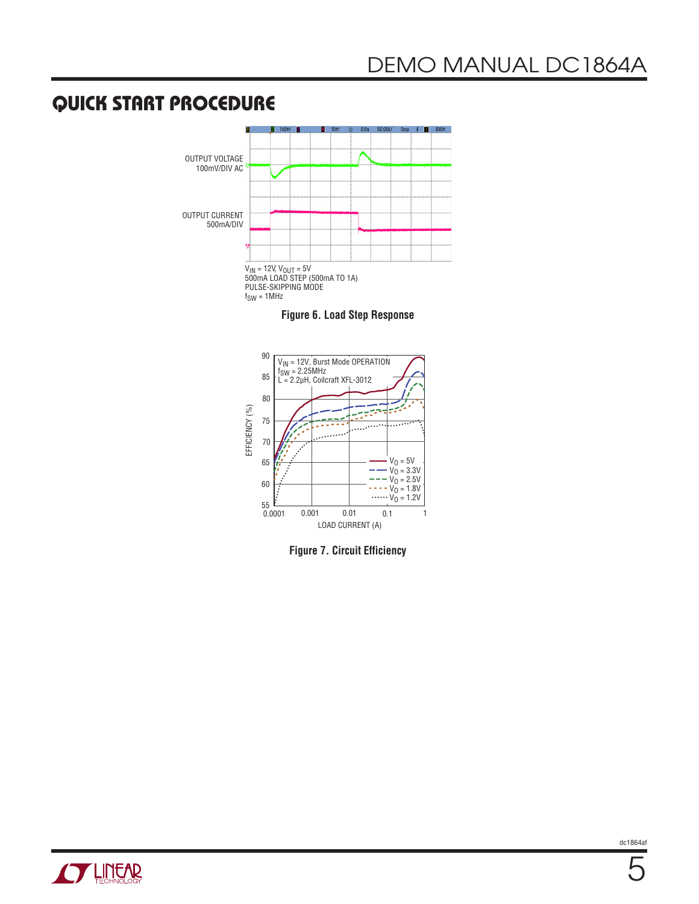## QUICK START PROCEDURE

OUTPUT VOLTAGE 100mV/DIV AC

OUTPUT CURRENT 500mA/DIV

$V_{IN}$ = 12V, $V_{OUT}$ = 5V
500mA LOAD STEP (500mA TO 1A)
PULSE-SKIPPING MODE
$f_{SW}$ = 1MHz

**Figure 6. Load Step Response**

$V_{IN}$ = 12V, Burst Mode OPERATION
$f_{SW}$ = 2.25MHz
L = 2.2µH, Coilcraft XFL-3012

EFFICIENCY (%)

LOAD CURRENT (A)

$V_O$ = 5V
$V_O$ = 3.3V
$V_O$ = 2.5V
$V_O$ = 1.8V
$V_O$ = 1.2V

**Figure 7. Circuit Efficiency**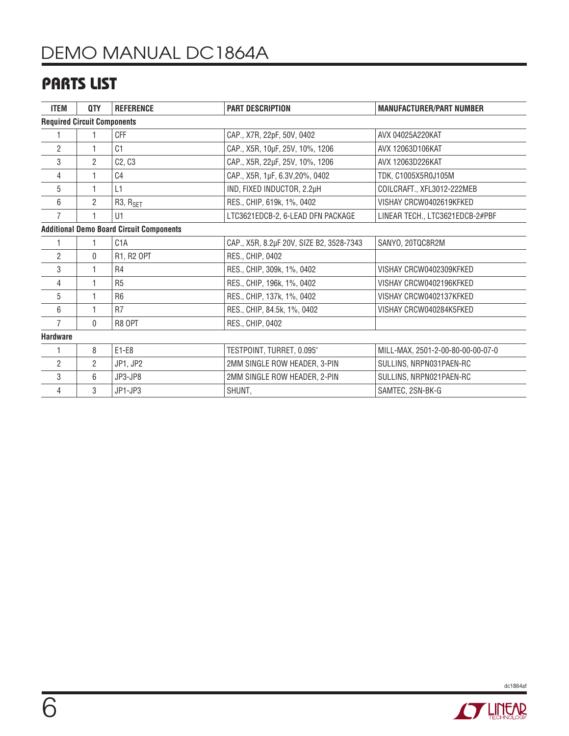## PARTS LIST

| ITEM | QTY | REFERENCE | PART DESCRIPTION | MANUFACTURER/PART NUMBER |
|---|---|---|---|---|
| **Required Circuit Components** | | | | |
| 1 | 1 | CFF | CAP., X7R, 22pF, 50V, 0402 | AVX 04025A220KAT |
| 2 | 1 | C1 | CAP., X5R, 10µF, 25V, 10%, 1206 | AVX 12063D106KAT |
| 3 | 2 | C2, C3 | CAP., X5R, 22µF, 25V, 10%, 1206 | AVX 12063D226KAT |
| 4 | 1 | C4 | CAP., X5R, 1µF, 6.3V,20%, 0402 | TDK, C1005X5R0J105M |
| 5 | 1 | L1 | IND, FIXED INDUCTOR, 2.2µH | COILCRAFT., XFL3012-222MEB |
| 6 | 2 | R3, $R_{SET}$ | RES., CHIP, 619k, 1%, 0402 | VISHAY CRCW0402619KFKED |
| 7 | 1 | U1 | LTC3621EDCB-2, 6-LEAD DFN PACKAGE | LINEAR TECH., LTC3621EDCB-2#PBF |
| **Additional Demo Board Circuit Components** | | | | |
| 1 | 1 | C1A | CAP., X5R, 8.2µF 20V, SIZE B2, 3528-7343 | SANYO, 20TQC8R2M |
| 2 | 0 | R1, R2 OPT | RES., CHIP, 0402 | |
| 3 | 1 | R4 | RES., CHIP, 309k, 1%, 0402 | VISHAY CRCW0402309KFKED |
| 4 | 1 | R5 | RES., CHIP, 196k, 1%, 0402 | VISHAY CRCW0402196KFKED |
| 5 | 1 | R6 | RES., CHIP, 137k, 1%, 0402 | VISHAY CRCW0402137KFKED |
| 6 | 1 | R7 | RES., CHIP, 84.5k, 1%, 0402 | VISHAY CRCW040284K5FKED |
| 7 | 0 | R8 OPT | RES., CHIP, 0402 | |
| **Hardware** | | | | |
| 1 | 8 | E1-E8 | TESTPOINT, TURRET, 0.095" | MILL-MAX, 2501-2-00-80-00-00-07-0 |
| 2 | 2 | JP1, JP2 | 2MM SINGLE ROW HEADER, 3-PIN | SULLINS, NRPN031PAEN-RC |
| 3 | 6 | JP3-JP8 | 2MM SINGLE ROW HEADER, 2-PIN | SULLINS, NRPN021PAEN-RC |
| 4 | 3 | JP1-JP3 | SHUNT, | SAMTEC, 2SN-BK-G |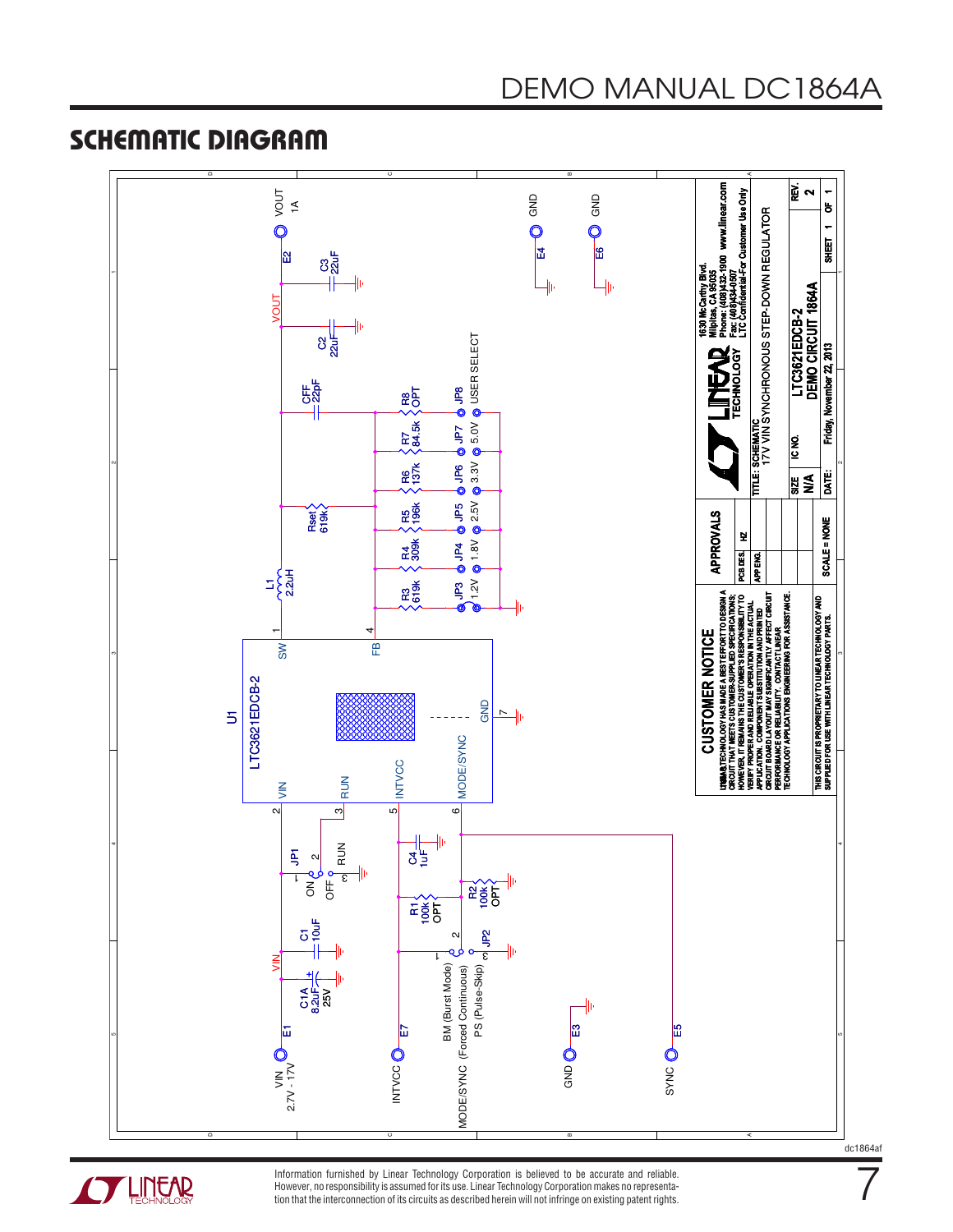## SCHEMATIC DIAGRAM

VIN 2.7V - 17V

E1

VIN

C1A 8.2uF 25V

C1 10uF

JP1 1 ON 2 3 OFF RUN

INTVCC E7

R1 100k OPT

C4 1uF

MODE/SYNC

JP2 1 BM (Burst Mode) 2 (Forced Continuous) 3 PS (Pulse-Skip)

R2 100k OPT

GND E3

SYNC E5

U1 LTC3621EDCB-2

VIN 2, RUN 3, INTVCC 5, MODE/SYNC 6, GND 7, SW 1, FB 4

L1 2.2uH

Rset 619k

CFF 22pF

R3 619k JP3 1.2V

R4 309k JP4 1.8V

R5 196k JP5 2.5V

R6 137k JP6 3.3V

R7 84.5k JP7 5.0V

R8 OPT JP8 USER SELECT

VOUT

C2 22uF

C3 22uF

E2 VOUT 1A

E4 GND

E6 GND

**CUSTOMER NOTICE**

LINEAR TECHNOLOGY HAS MADE A BEST EFFORT TO DESIGN A CIRCUIT THAT MEETS CUSTOMER-SUPPLIED SPECIFICATIONS; HOWEVER, IT REMAINS THE CUSTOMER'S RESPONSIBILITY TO VERIFY PROPER AND RELIABLE OPERATION IN THE ACTUAL APPLICATION. COMPONENT SUBSTITUTION AND PRINTED CIRCUIT BOARD LAYOUT MAY SIGNIFICANTLY AFFECT CIRCUIT PERFORMANCE OR RELIABILITY. CONTACT LINEAR TECHNOLOGY APPLICATIONS ENGINEERING FOR ASSISTANCE.

THIS CIRCUIT IS PROPRIETARY TO LINEAR TECHNOLOGY AND SUPPLIED FOR USE WITH LINEAR TECHNOLOGY PARTS.

| APPROVALS | |
|---|---|
| PCB DES. | HZ |
| APP ENG. | |

SCALE = NONE

LINEAR TECHNOLOGY

1630 McCarthy Blvd.
Milpitas, CA 95035
Phone: (408)432-1900 www.linear.com
Fax: (408)434-0507
LTC Confidential-For Customer Use Only

TITLE: SCHEMATIC
17V VIN SYNCHRONOUS STEP-DOWN REGULATOR

| SIZE | IC NO. | REV. |
|---|---|---|
| N/A | LTC3621EDCB-2 DEMO CIRCUIT 1864A | 2 |

DATE: Friday, November 22, 2013 SHEET 1 OF 1

Information furnished by Linear Technology Corporation is believed to be accurate and reliable. However, no responsibility is assumed for its use. Linear Technology Corporation makes no representation that the interconnection of its circuits as described herein will not infringe on existing patent rights.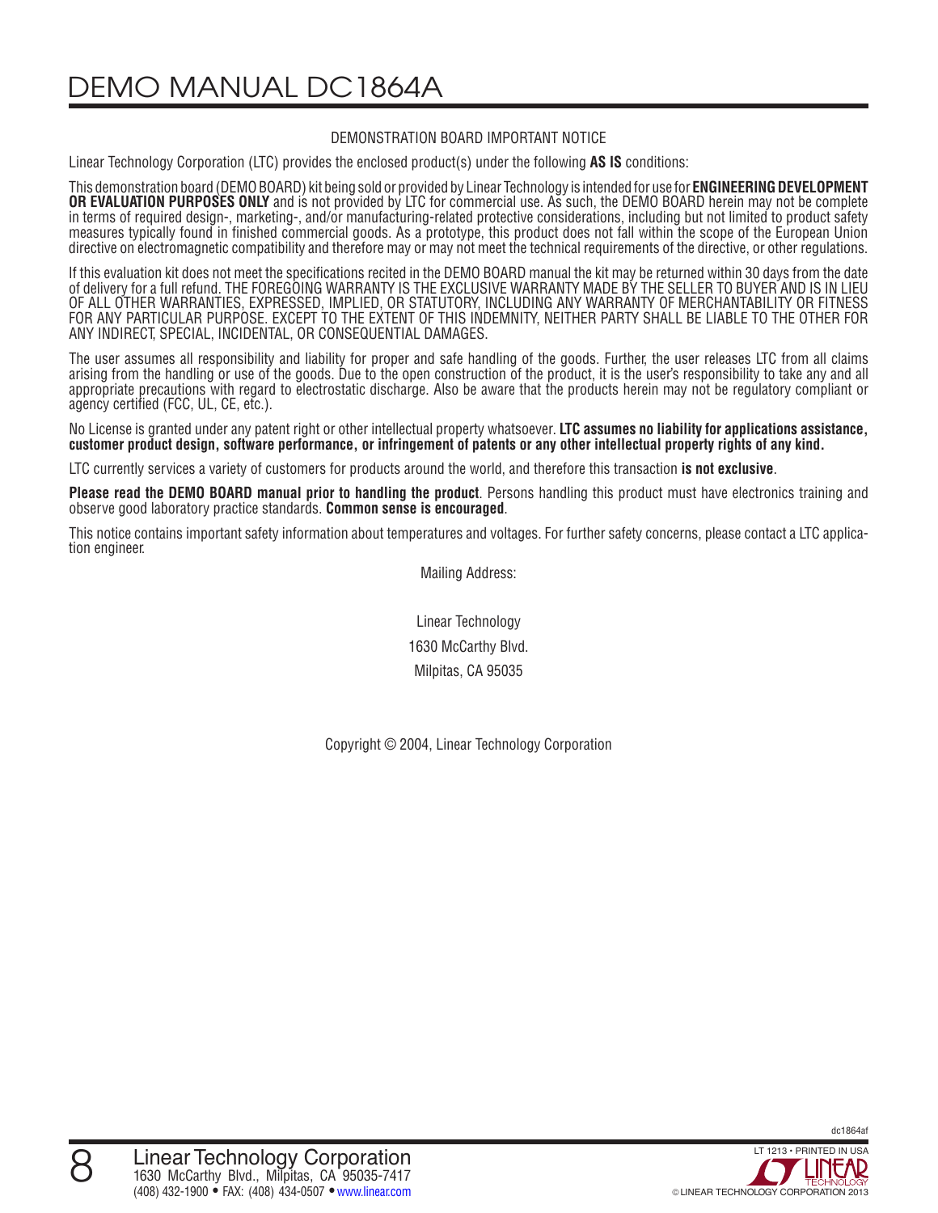## DEMONSTRATION BOARD IMPORTANT NOTICE

Linear Technology Corporation (LTC) provides the enclosed product(s) under the following **AS IS** conditions:

This demonstration board (DEMO BOARD) kit being sold or provided by Linear Technology is intended for use for **ENGINEERING DEVELOPMENT OR EVALUATION PURPOSES ONLY** and is not provided by LTC for commercial use. As such, the DEMO BOARD herein may not be complete in terms of required design-, marketing-, and/or manufacturing-related protective considerations, including but not limited to product safety measures typically found in finished commercial goods. As a prototype, this product does not fall within the scope of the European Union directive on electromagnetic compatibility and therefore may or may not meet the technical requirements of the directive, or other regulations.

If this evaluation kit does not meet the specifications recited in the DEMO BOARD manual the kit may be returned within 30 days from the date of delivery for a full refund. THE FOREGOING WARRANTY IS THE EXCLUSIVE WARRANTY MADE BY THE SELLER TO BUYER AND IS IN LIEU OF ALL OTHER WARRANTIES, EXPRESSED, IMPLIED, OR STATUTORY, INCLUDING ANY WARRANTY OF MERCHANTABILITY OR FITNESS FOR ANY PARTICULAR PURPOSE. EXCEPT TO THE EXTENT OF THIS INDEMNITY, NEITHER PARTY SHALL BE LIABLE TO THE OTHER FOR ANY INDIRECT, SPECIAL, INCIDENTAL, OR CONSEQUENTIAL DAMAGES.

The user assumes all responsibility and liability for proper and safe handling of the goods. Further, the user releases LTC from all claims arising from the handling or use of the goods. Due to the open construction of the product, it is the user's responsibility to take any and all appropriate precautions with regard to electrostatic discharge. Also be aware that the products herein may not be regulatory compliant or agency certified (FCC, UL, CE, etc.).

No License is granted under any patent right or other intellectual property whatsoever. **LTC assumes no liability for applications assistance, customer product design, software performance, or infringement of patents or any other intellectual property rights of any kind.**

LTC currently services a variety of customers for products around the world, and therefore this transaction **is not exclusive**.

**Please read the DEMO BOARD manual prior to handling the product**. Persons handling this product must have electronics training and observe good laboratory practice standards. **Common sense is encouraged**.

This notice contains important safety information about temperatures and voltages. For further safety concerns, please contact a LTC application engineer.

Mailing Address:

Linear Technology
1630 McCarthy Blvd.
Milpitas, CA 95035

Copyright © 2004, Linear Technology Corporation

Linear Technology Corporation
1630 McCarthy Blvd., Milpitas, CA 95035-7417
(408) 432-1900 • FAX: (408) 434-0507 • www.linear.com

LT 1213 • PRINTED IN USA
© LINEAR TECHNOLOGY CORPORATION 2013